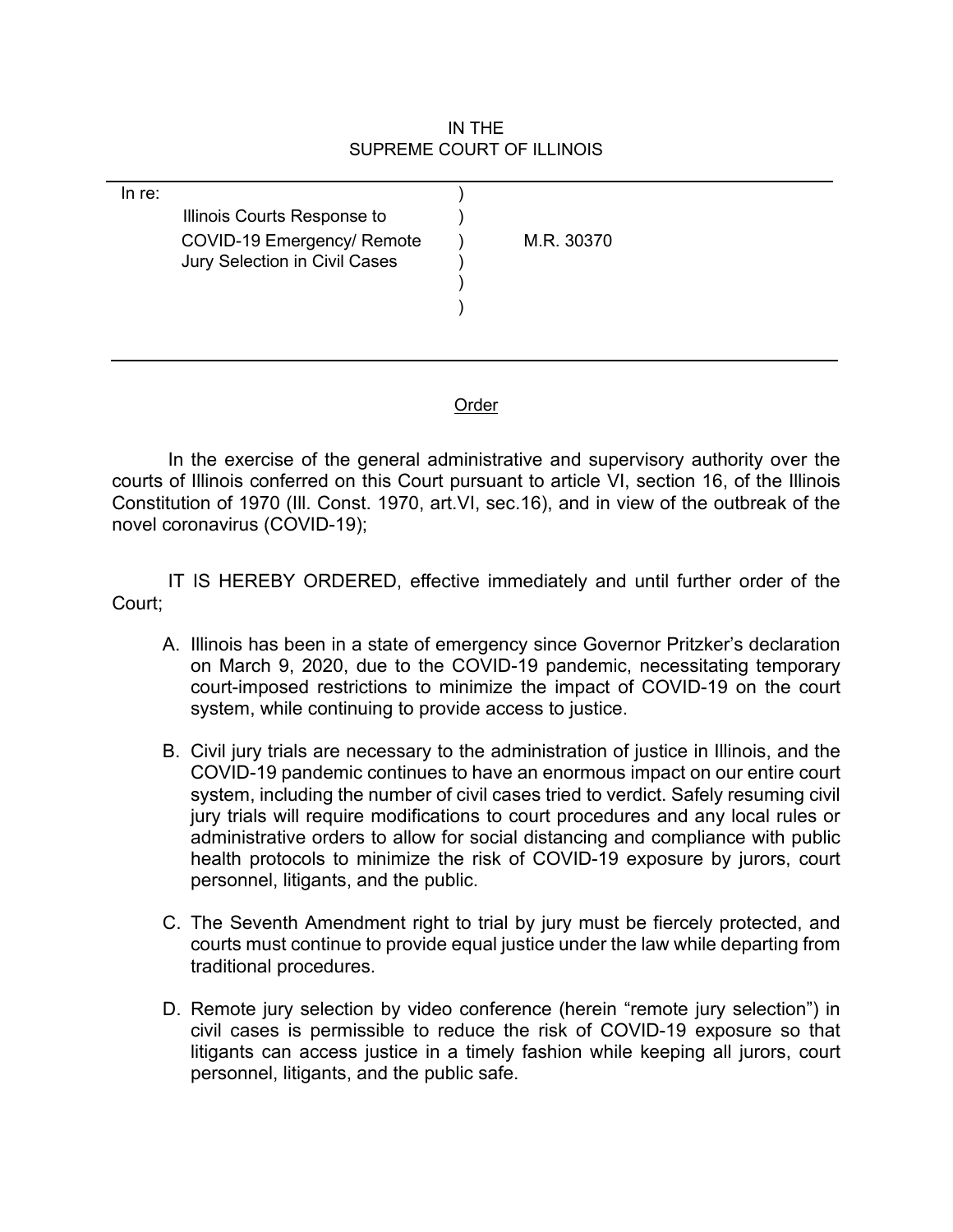IN THE
SUPREME COURT OF ILLINOIS

| In re: | | |
|---|---|---|
| Illinois Courts Response to COVID-19 Emergency/ Remote Jury Selection in Civil Cases | ) | M.R. 30370 |

Order

In the exercise of the general administrative and supervisory authority over the courts of Illinois conferred on this Court pursuant to article VI, section 16, of the Illinois Constitution of 1970 (Ill. Const. 1970, art.VI, sec.16), and in view of the outbreak of the novel coronavirus (COVID-19);

IT IS HEREBY ORDERED, effective immediately and until further order of the Court;

A. Illinois has been in a state of emergency since Governor Pritzker's declaration on March 9, 2020, due to the COVID-19 pandemic, necessitating temporary court-imposed restrictions to minimize the impact of COVID-19 on the court system, while continuing to provide access to justice.

B. Civil jury trials are necessary to the administration of justice in Illinois, and the COVID-19 pandemic continues to have an enormous impact on our entire court system, including the number of civil cases tried to verdict. Safely resuming civil jury trials will require modifications to court procedures and any local rules or administrative orders to allow for social distancing and compliance with public health protocols to minimize the risk of COVID-19 exposure by jurors, court personnel, litigants, and the public.

C. The Seventh Amendment right to trial by jury must be fiercely protected, and courts must continue to provide equal justice under the law while departing from traditional procedures.

D. Remote jury selection by video conference (herein "remote jury selection") in civil cases is permissible to reduce the risk of COVID-19 exposure so that litigants can access justice in a timely fashion while keeping all jurors, court personnel, litigants, and the public safe.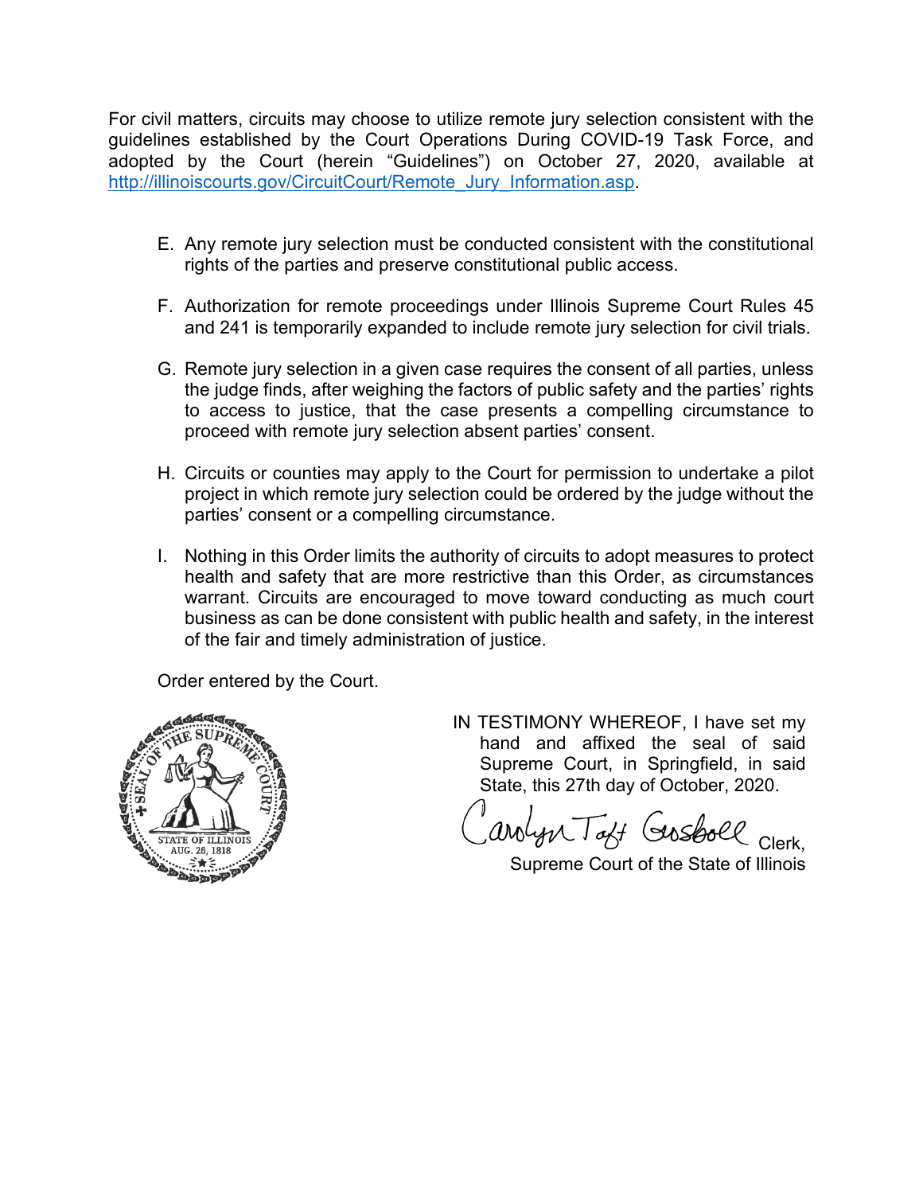For civil matters, circuits may choose to utilize remote jury selection consistent with the guidelines established by the Court Operations During COVID-19 Task Force, and adopted by the Court (herein "Guidelines") on October 27, 2020, available at [http://illinoiscourts.gov/CircuitCourt/Remote_Jury_Information.asp](http://illinoiscourts.gov/CircuitCourt/Remote_Jury_Information.asp).

E. Any remote jury selection must be conducted consistent with the constitutional rights of the parties and preserve constitutional public access.

F. Authorization for remote proceedings under Illinois Supreme Court Rules 45 and 241 is temporarily expanded to include remote jury selection for civil trials.

G. Remote jury selection in a given case requires the consent of all parties, unless the judge finds, after weighing the factors of public safety and the parties' rights to access to justice, that the case presents a compelling circumstance to proceed with remote jury selection absent parties' consent.

H. Circuits or counties may apply to the Court for permission to undertake a pilot project in which remote jury selection could be ordered by the judge without the parties' consent or a compelling circumstance.

I. Nothing in this Order limits the authority of circuits to adopt measures to protect health and safety that are more restrictive than this Order, as circumstances warrant. Circuits are encouraged to move toward conducting as much court business as can be done consistent with public health and safety, in the interest of the fair and timely administration of justice.

Order entered by the Court.

SEAL OF THE SUPREME COURT
STATE OF ILLINOIS
AUG. 26, 1818

IN TESTIMONY WHEREOF, I have set my hand and affixed the seal of said Supreme Court, in Springfield, in said State, this 27th day of October, 2020.

Carolyn Taft Grosboll Clerk,
Supreme Court of the State of Illinois